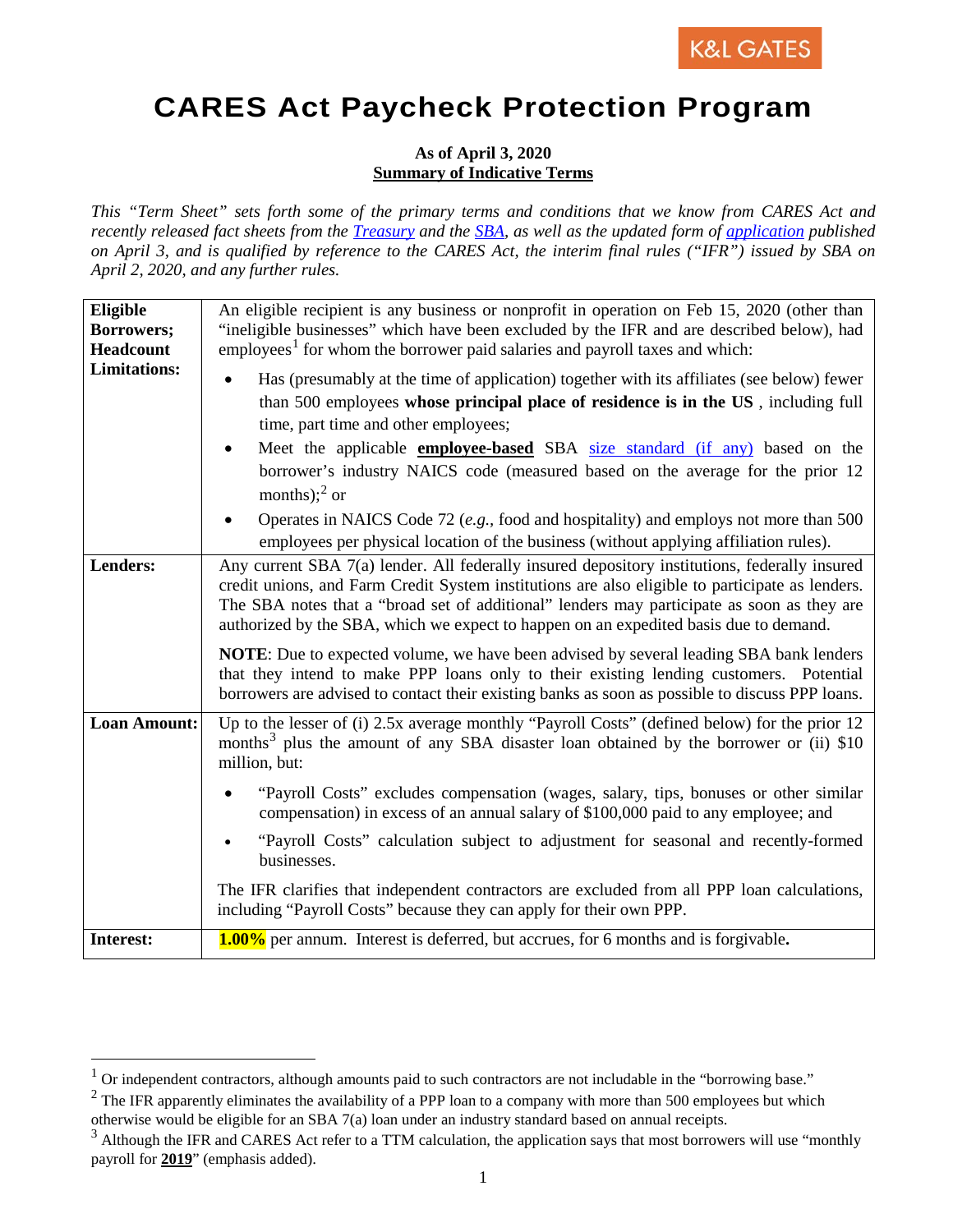K&L GATES

# CARES Act Paycheck Protection Program

**As of April 3, 2020**
**Summary of Indicative Terms**

*This "Term Sheet" sets forth some of the primary terms and conditions that we know from CARES Act and recently released fact sheets from the Treasury and the SBA, as well as the updated form of application published on April 3, and is qualified by reference to the CARES Act, the interim final rules ("IFR") issued by SBA on April 2, 2020, and any further rules.*

| | |
|---|---|
| **Eligible Borrowers; Headcount Limitations:** | An eligible recipient is any business or nonprofit in operation on Feb 15, 2020 (other than "ineligible businesses" which have been excluded by the IFR and are described below), had employees[1] for whom the borrower paid salaries and payroll taxes and which:<br>• Has (presumably at the time of application) together with its affiliates (see below) fewer than 500 employees **whose principal place of residence is in the US** , including full time, part time and other employees;<br>• Meet the applicable **employee-based** SBA size standard (if any) based on the borrower's industry NAICS code (measured based on the average for the prior 12 months);[2] or<br>• Operates in NAICS Code 72 (*e.g.,* food and hospitality) and employs not more than 500 employees per physical location of the business (without applying affiliation rules). |
| **Lenders:** | Any current SBA 7(a) lender. All federally insured depository institutions, federally insured credit unions, and Farm Credit System institutions are also eligible to participate as lenders. The SBA notes that a "broad set of additional" lenders may participate as soon as they are authorized by the SBA, which we expect to happen on an expedited basis due to demand.<br><br>**NOTE**: Due to expected volume, we have been advised by several leading SBA bank lenders that they intend to make PPP loans only to their existing lending customers. Potential borrowers are advised to contact their existing banks as soon as possible to discuss PPP loans. |
| **Loan Amount:** | Up to the lesser of (i) 2.5x average monthly "Payroll Costs" (defined below) for the prior 12 months[3] plus the amount of any SBA disaster loan obtained by the borrower or (ii) $10 million, but:<br>• "Payroll Costs" excludes compensation (wages, salary, tips, bonuses or other similar compensation) in excess of an annual salary of $100,000 paid to any employee; and<br>• "Payroll Costs" calculation subject to adjustment for seasonal and recently-formed businesses.<br><br>The IFR clarifies that independent contractors are excluded from all PPP loan calculations, including "Payroll Costs" because they can apply for their own PPP. |
| **Interest:** | **1.00%** per annum. Interest is deferred, but accrues, for 6 months and is forgivable**.** |

[1] Or independent contractors, although amounts paid to such contractors are not includable in the "borrowing base."

[2] The IFR apparently eliminates the availability of a PPP loan to a company with more than 500 employees but which otherwise would be eligible for an SBA 7(a) loan under an industry standard based on annual receipts.

[3] Although the IFR and CARES Act refer to a TTM calculation, the application says that most borrowers will use "monthly payroll for **2019**" (emphasis added).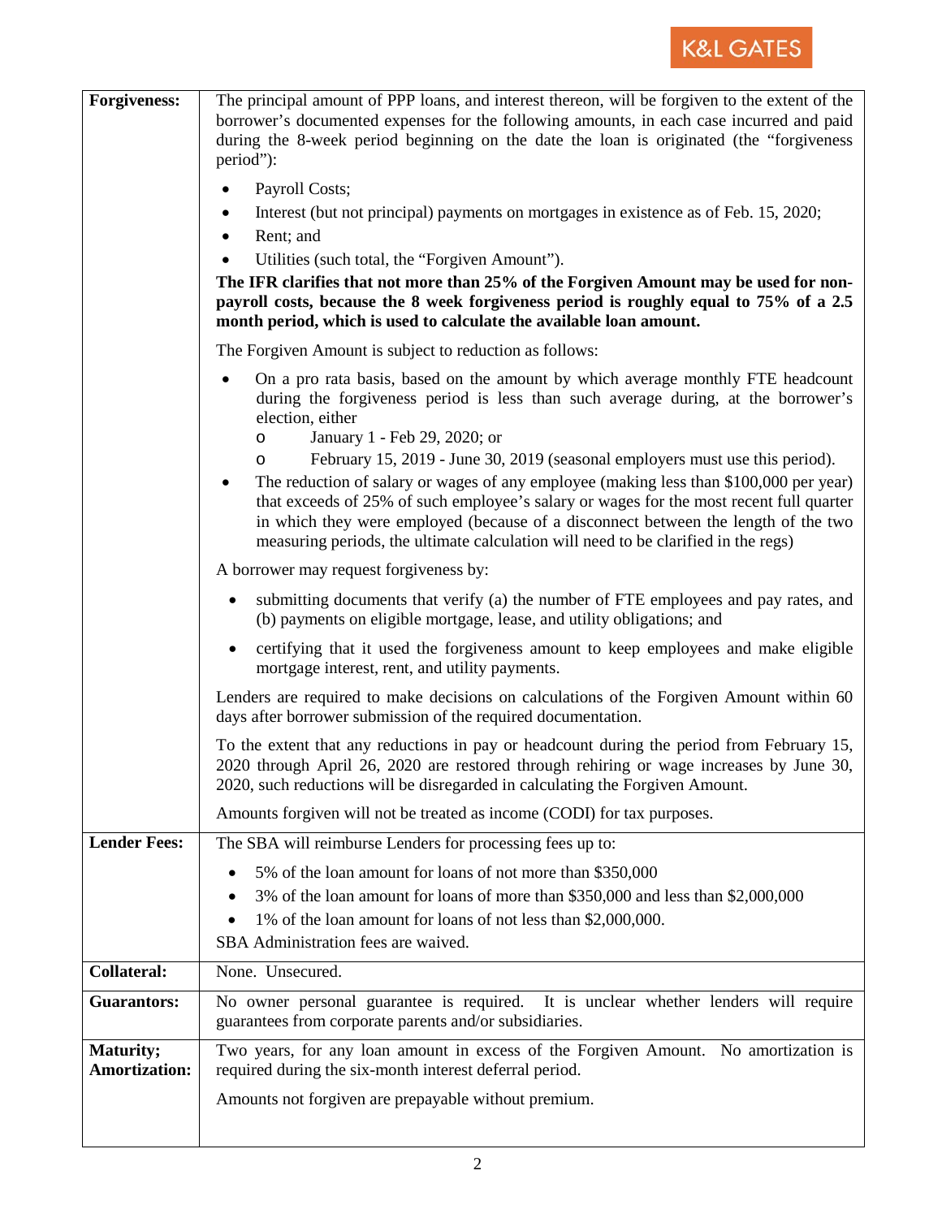| | |
|---|---|
| **Forgiveness:** | The principal amount of PPP loans, and interest thereon, will be forgiven to the extent of the borrower's documented expenses for the following amounts, in each case incurred and paid during the 8-week period beginning on the date the loan is originated (the "forgiveness period"):<br><br>• Payroll Costs;<br>• Interest (but not principal) payments on mortgages in existence as of Feb. 15, 2020;<br>• Rent; and<br>• Utilities (such total, the "Forgiven Amount").<br><br>**The IFR clarifies that not more than 25% of the Forgiven Amount may be used for non-payroll costs, because the 8 week forgiveness period is roughly equal to 75% of a 2.5 month period, which is used to calculate the available loan amount.**<br><br>The Forgiven Amount is subject to reduction as follows:<br><br>• On a pro rata basis, based on the amount by which average monthly FTE headcount during the forgiveness period is less than such average during, at the borrower's election, either<br>&nbsp;&nbsp;&nbsp;&nbsp;o January 1 - Feb 29, 2020; or<br>&nbsp;&nbsp;&nbsp;&nbsp;o February 15, 2019 - June 30, 2019 (seasonal employers must use this period).<br>• The reduction of salary or wages of any employee (making less than $100,000 per year) that exceeds of 25% of such employee's salary or wages for the most recent full quarter in which they were employed (because of a disconnect between the length of the two measuring periods, the ultimate calculation will need to be clarified in the regs)<br><br>A borrower may request forgiveness by:<br><br>• submitting documents that verify (a) the number of FTE employees and pay rates, and (b) payments on eligible mortgage, lease, and utility obligations; and<br>• certifying that it used the forgiveness amount to keep employees and make eligible mortgage interest, rent, and utility payments.<br><br>Lenders are required to make decisions on calculations of the Forgiven Amount within 60 days after borrower submission of the required documentation.<br><br>To the extent that any reductions in pay or headcount during the period from February 15, 2020 through April 26, 2020 are restored through rehiring or wage increases by June 30, 2020, such reductions will be disregarded in calculating the Forgiven Amount.<br><br>Amounts forgiven will not be treated as income (CODI) for tax purposes. |
| **Lender Fees:** | The SBA will reimburse Lenders for processing fees up to:<br><br>• 5% of the loan amount for loans of not more than $350,000<br>• 3% of the loan amount for loans of more than $350,000 and less than $2,000,000<br>• 1% of the loan amount for loans of not less than $2,000,000.<br><br>SBA Administration fees are waived. |
| **Collateral:** | None. Unsecured. |
| **Guarantors:** | No owner personal guarantee is required. It is unclear whether lenders will require guarantees from corporate parents and/or subsidiaries. |
| **Maturity; Amortization:** | Two years, for any loan amount in excess of the Forgiven Amount. No amortization is required during the six-month interest deferral period.<br><br>Amounts not forgiven are prepayable without premium. |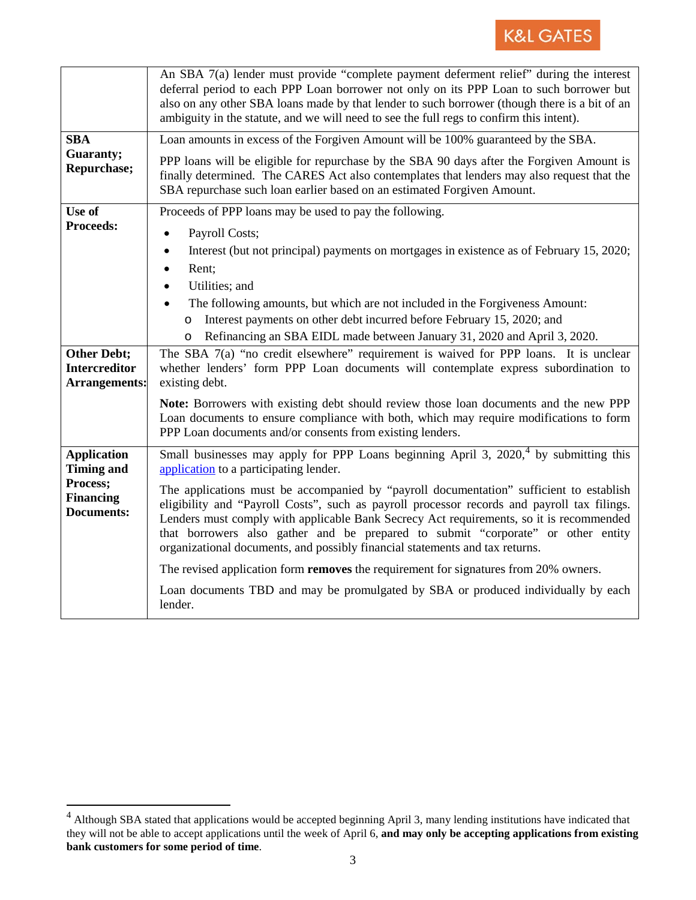| | |
|---|---|
| | An SBA 7(a) lender must provide "complete payment deferment relief" during the interest deferral period to each PPP Loan borrower not only on its PPP Loan to such borrower but also on any other SBA loans made by that lender to such borrower (though there is a bit of an ambiguity in the statute, and we will need to see the full regs to confirm this intent). |
| **SBA Guaranty; Repurchase;** | Loan amounts in excess of the Forgiven Amount will be 100% guaranteed by the SBA.<br><br>PPP loans will be eligible for repurchase by the SBA 90 days after the Forgiven Amount is finally determined. The CARES Act also contemplates that lenders may also request that the SBA repurchase such loan earlier based on an estimated Forgiven Amount. |
| **Use of Proceeds:** | Proceeds of PPP loans may be used to pay the following.<br>• Payroll Costs;<br>• Interest (but not principal) payments on mortgages in existence as of February 15, 2020;<br>• Rent;<br>• Utilities; and<br>• The following amounts, but which are not included in the Forgiveness Amount:<br>&nbsp;&nbsp;&nbsp;&nbsp;o Interest payments on other debt incurred before February 15, 2020; and<br>&nbsp;&nbsp;&nbsp;&nbsp;o Refinancing an SBA EIDL made between January 31, 2020 and April 3, 2020. |
| **Other Debt; Intercreditor Arrangements:** | The SBA 7(a) "no credit elsewhere" requirement is waived for PPP loans. It is unclear whether lenders' form PPP Loan documents will contemplate express subordination to existing debt.<br><br>**Note:** Borrowers with existing debt should review those loan documents and the new PPP Loan documents to ensure compliance with both, which may require modifications to form PPP Loan documents and/or consents from existing lenders. |
| **Application Timing and Process; Financing Documents:** | Small businesses may apply for PPP Loans beginning April 3, 2020,[4] by submitting this [application](application) to a participating lender.<br><br>The applications must be accompanied by "payroll documentation" sufficient to establish eligibility and "Payroll Costs", such as payroll processor records and payroll tax filings. Lenders must comply with applicable Bank Secrecy Act requirements, so it is recommended that borrowers also gather and be prepared to submit "corporate" or other entity organizational documents, and possibly financial statements and tax returns.<br><br>The revised application form **removes** the requirement for signatures from 20% owners.<br><br>Loan documents TBD and may be promulgated by SBA or produced individually by each lender. |

[4] Although SBA stated that applications would be accepted beginning April 3, many lending institutions have indicated that they will not be able to accept applications until the week of April 6, **and may only be accepting applications from existing bank customers for some period of time**.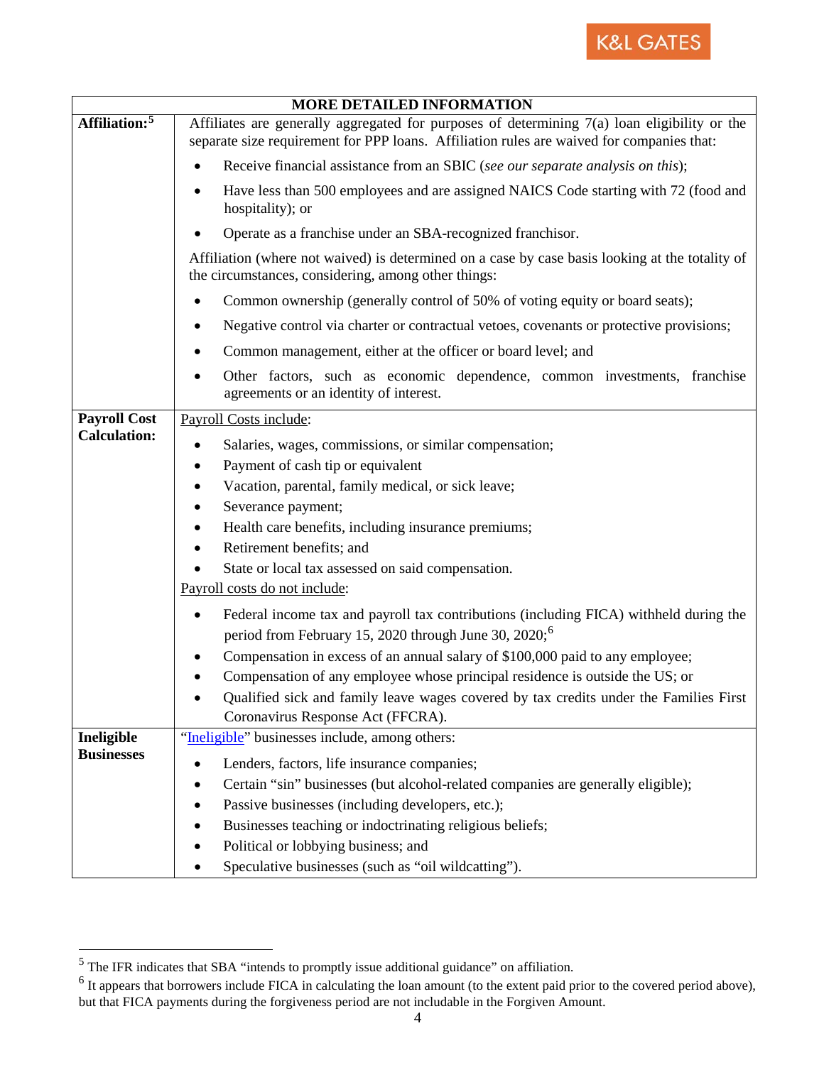| MORE DETAILED INFORMATION | |
|---|---|
| **Affiliation:**[5] | Affiliates are generally aggregated for purposes of determining 7(a) loan eligibility or the separate size requirement for PPP loans. Affiliation rules are waived for companies that:<br>• Receive financial assistance from an SBIC (*see our separate analysis on this*);<br>• Have less than 500 employees and are assigned NAICS Code starting with 72 (food and hospitality); or<br>• Operate as a franchise under an SBA-recognized franchisor.<br>Affiliation (where not waived) is determined on a case by case basis looking at the totality of the circumstances, considering, among other things:<br>• Common ownership (generally control of 50% of voting equity or board seats);<br>• Negative control via charter or contractual vetoes, covenants or protective provisions;<br>• Common management, either at the officer or board level; and<br>• Other factors, such as economic dependence, common investments, franchise agreements or an identity of interest. |
| **Payroll Cost Calculation:** | Payroll Costs include:<br>• Salaries, wages, commissions, or similar compensation;<br>• Payment of cash tip or equivalent<br>• Vacation, parental, family medical, or sick leave;<br>• Severance payment;<br>• Health care benefits, including insurance premiums;<br>• Retirement benefits; and<br>• State or local tax assessed on said compensation.<br>Payroll costs do not include:<br>• Federal income tax and payroll tax contributions (including FICA) withheld during the period from February 15, 2020 through June 30, 2020;[6]<br>• Compensation in excess of an annual salary of $100,000 paid to any employee;<br>• Compensation of any employee whose principal residence is outside the US; or<br>• Qualified sick and family leave wages covered by tax credits under the Families First Coronavirus Response Act (FFCRA). |
| **Ineligible Businesses** | "Ineligible" businesses include, among others:<br>• Lenders, factors, life insurance companies;<br>• Certain "sin" businesses (but alcohol-related companies are generally eligible);<br>• Passive businesses (including developers, etc.);<br>• Businesses teaching or indoctrinating religious beliefs;<br>• Political or lobbying business; and<br>• Speculative businesses (such as "oil wildcatting"). |

[5] The IFR indicates that SBA "intends to promptly issue additional guidance" on affiliation.

[6] It appears that borrowers include FICA in calculating the loan amount (to the extent paid prior to the covered period above), but that FICA payments during the forgiveness period are not includable in the Forgiven Amount.